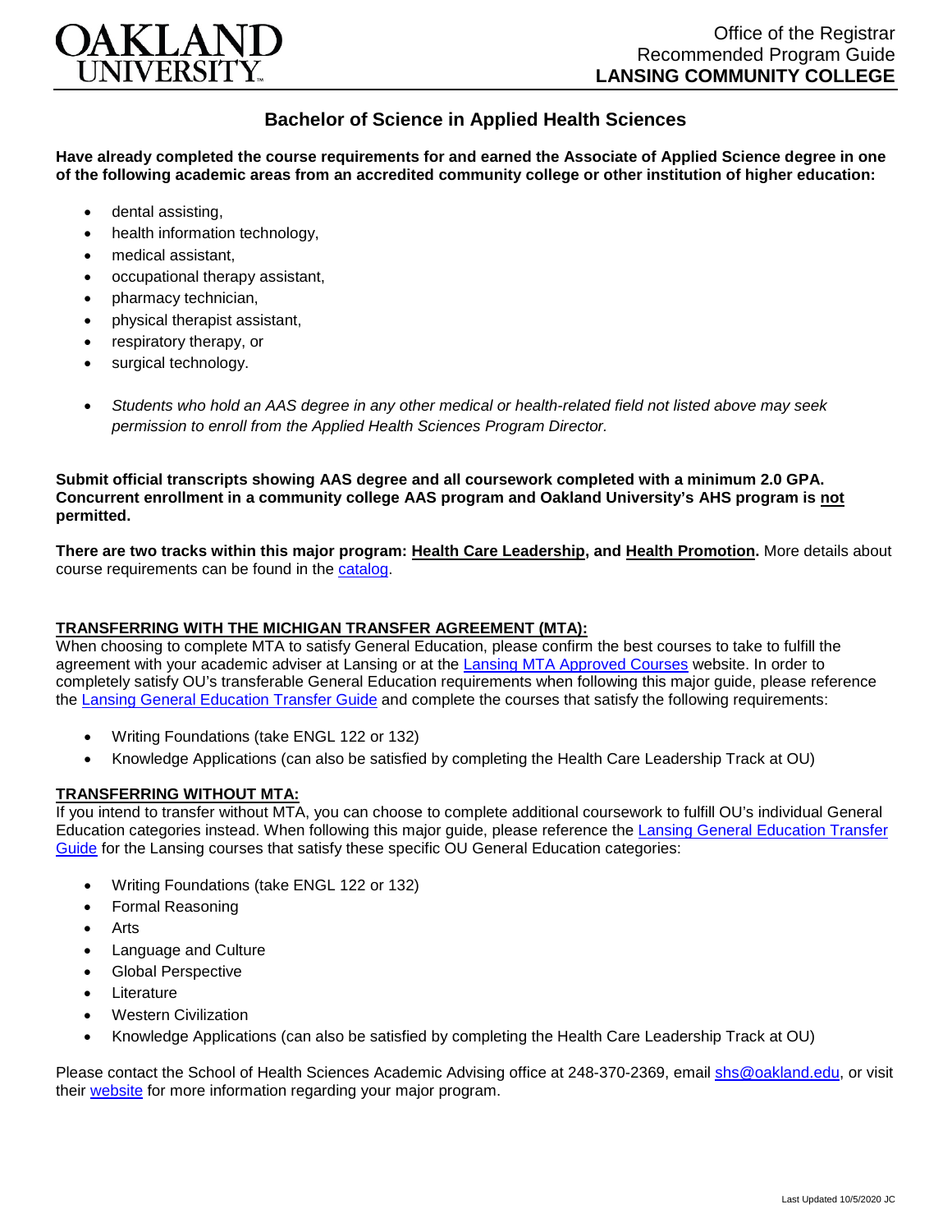OAKLAND UNIVERSITY

Office of the Registrar
Recommended Program Guide
**LANSING COMMUNITY COLLEGE**

# Bachelor of Science in Applied Health Sciences

**Have already completed the course requirements for and earned the Associate of Applied Science degree in one of the following academic areas from an accredited community college or other institution of higher education:**

- dental assisting,
- health information technology,
- medical assistant,
- occupational therapy assistant,
- pharmacy technician,
- physical therapist assistant,
- respiratory therapy, or
- surgical technology.

- *Students who hold an AAS degree in any other medical or health-related field not listed above may seek permission to enroll from the Applied Health Sciences Program Director.*

**Submit official transcripts showing AAS degree and all coursework completed with a minimum 2.0 GPA. Concurrent enrollment in a community college AAS program and Oakland University's AHS program is not permitted.**

**There are two tracks within this major program: Health Care Leadership, and Health Promotion.** More details about course requirements can be found in the catalog.

## TRANSFERRING WITH THE MICHIGAN TRANSFER AGREEMENT (MTA):

When choosing to complete MTA to satisfy General Education, please confirm the best courses to take to fulfill the agreement with your academic adviser at Lansing or at the Lansing MTA Approved Courses website. In order to completely satisfy OU's transferable General Education requirements when following this major guide, please reference the Lansing General Education Transfer Guide and complete the courses that satisfy the following requirements:

- Writing Foundations (take ENGL 122 or 132)
- Knowledge Applications (can also be satisfied by completing the Health Care Leadership Track at OU)

## TRANSFERRING WITHOUT MTA:

If you intend to transfer without MTA, you can choose to complete additional coursework to fulfill OU's individual General Education categories instead. When following this major guide, please reference the Lansing General Education Transfer Guide for the Lansing courses that satisfy these specific OU General Education categories:

- Writing Foundations (take ENGL 122 or 132)
- Formal Reasoning
- Arts
- Language and Culture
- Global Perspective
- Literature
- Western Civilization
- Knowledge Applications (can also be satisfied by completing the Health Care Leadership Track at OU)

Please contact the School of Health Sciences Academic Advising office at 248-370-2369, email shs@oakland.edu, or visit their website for more information regarding your major program.

Last Updated 10/5/2020 JC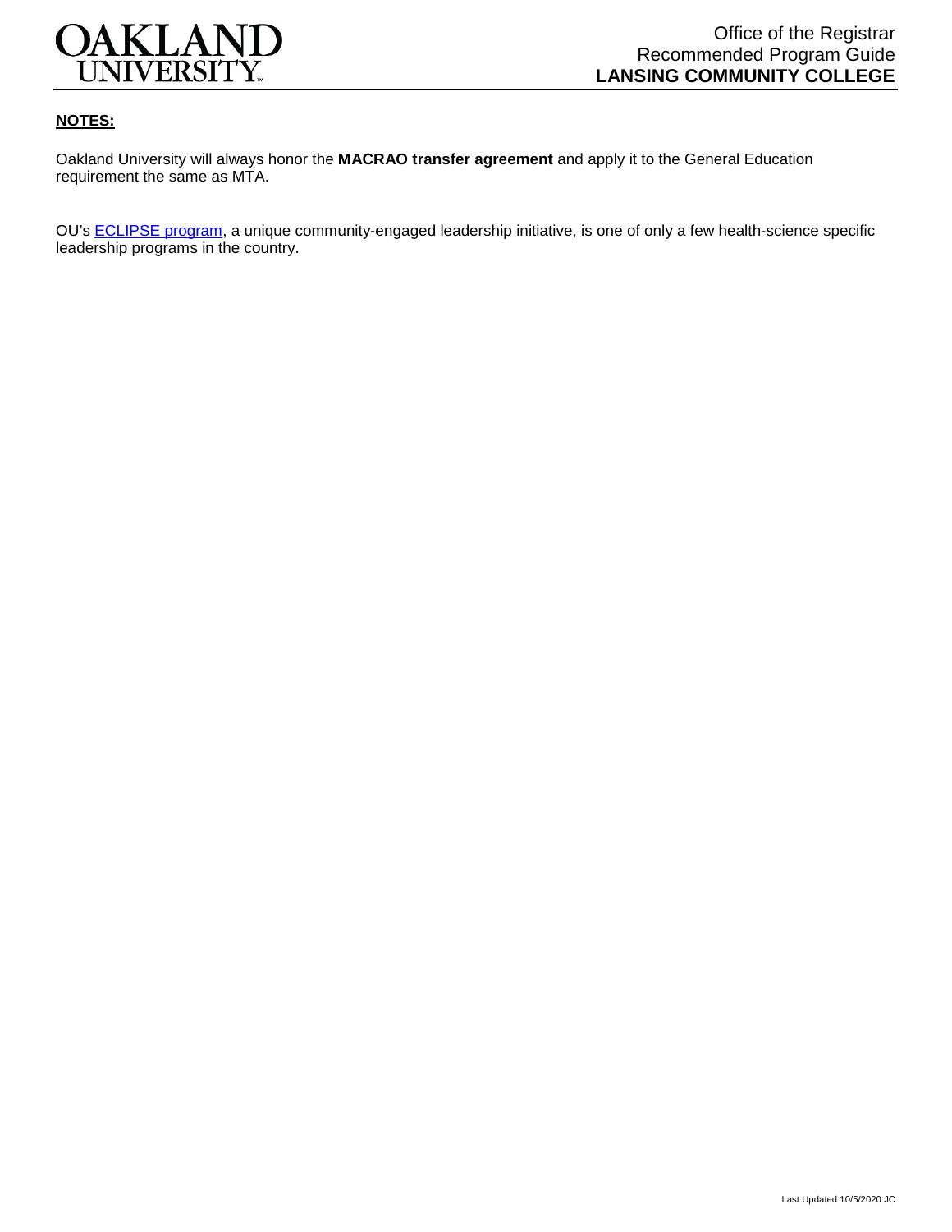**NOTES:**

Oakland University will always honor the **MACRAO transfer agreement** and apply it to the General Education requirement the same as MTA.

OU's ECLIPSE program, a unique community-engaged leadership initiative, is one of only a few health-science specific leadership programs in the country.

Last Updated 10/5/2020 JC